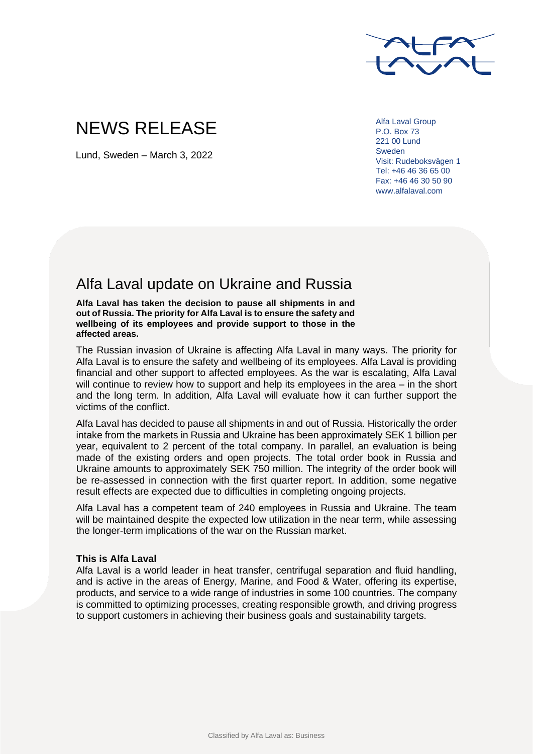# NEWS RELEASE

Lund, Sweden – March 3, 2022

Alfa Laval Group
P.O. Box 73
221 00 Lund
Sweden
Visit: Rudeboksvägen 1
Tel: +46 46 36 65 00
Fax: +46 46 30 50 90
www.alfalaval.com

## Alfa Laval update on Ukraine and Russia

**Alfa Laval has taken the decision to pause all shipments in and out of Russia. The priority for Alfa Laval is to ensure the safety and wellbeing of its employees and provide support to those in the affected areas.**

The Russian invasion of Ukraine is affecting Alfa Laval in many ways. The priority for Alfa Laval is to ensure the safety and wellbeing of its employees. Alfa Laval is providing financial and other support to affected employees. As the war is escalating, Alfa Laval will continue to review how to support and help its employees in the area – in the short and the long term. In addition, Alfa Laval will evaluate how it can further support the victims of the conflict.

Alfa Laval has decided to pause all shipments in and out of Russia. Historically the order intake from the markets in Russia and Ukraine has been approximately SEK 1 billion per year, equivalent to 2 percent of the total company. In parallel, an evaluation is being made of the existing orders and open projects. The total order book in Russia and Ukraine amounts to approximately SEK 750 million. The integrity of the order book will be re-assessed in connection with the first quarter report. In addition, some negative result effects are expected due to difficulties in completing ongoing projects.

Alfa Laval has a competent team of 240 employees in Russia and Ukraine. The team will be maintained despite the expected low utilization in the near term, while assessing the longer-term implications of the war on the Russian market.

**This is Alfa Laval**

Alfa Laval is a world leader in heat transfer, centrifugal separation and fluid handling, and is active in the areas of Energy, Marine, and Food & Water, offering its expertise, products, and service to a wide range of industries in some 100 countries. The company is committed to optimizing processes, creating responsible growth, and driving progress to support customers in achieving their business goals and sustainability targets.

Classified by Alfa Laval as: Business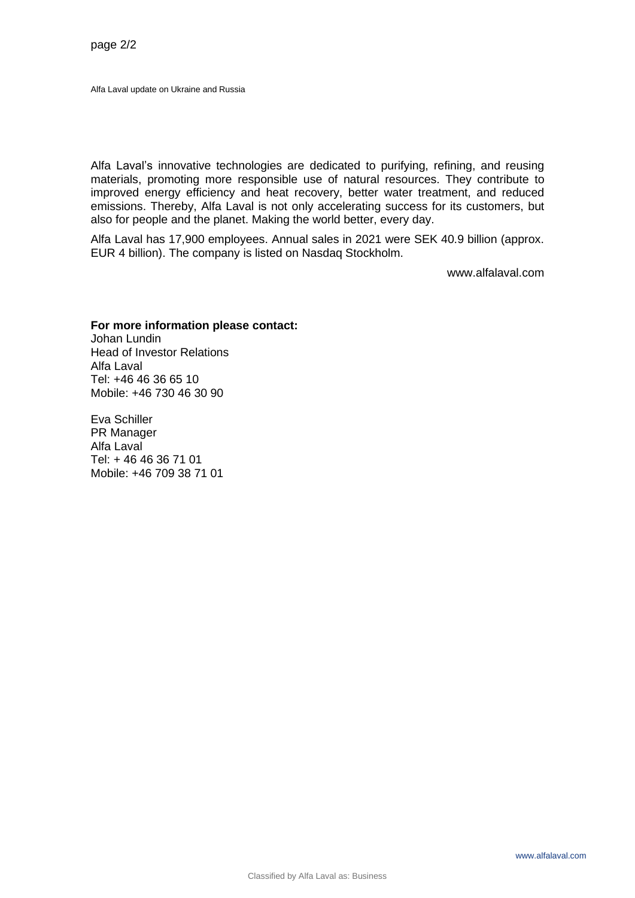Alfa Laval's innovative technologies are dedicated to purifying, refining, and reusing materials, promoting more responsible use of natural resources. They contribute to improved energy efficiency and heat recovery, better water treatment, and reduced emissions. Thereby, Alfa Laval is not only accelerating success for its customers, but also for people and the planet. Making the world better, every day.

Alfa Laval has 17,900 employees. Annual sales in 2021 were SEK 40.9 billion (approx. EUR 4 billion). The company is listed on Nasdaq Stockholm.

www.alfalaval.com

**For more information please contact:**
Johan Lundin
Head of Investor Relations
Alfa Laval
Tel: +46 46 36 65 10
Mobile: +46 730 46 30 90

Eva Schiller
PR Manager
Alfa Laval
Tel: + 46 46 36 71 01
Mobile: +46 709 38 71 01